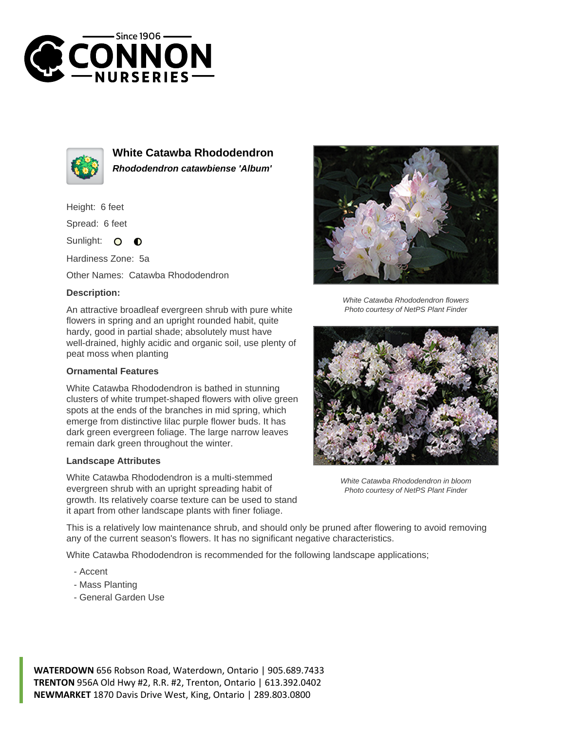# White Catawba Rhododendron

***Rhododendron catawbiense 'Album'***

Height: 6 feet

Spread: 6 feet

Sunlight:

Hardiness Zone: 5a

Other Names: Catawba Rhododendron

### Description:

An attractive broadleaf evergreen shrub with pure white flowers in spring and an upright rounded habit, quite hardy, good in partial shade; absolutely must have well-drained, highly acidic and organic soil, use plenty of peat moss when planting

### Ornamental Features

White Catawba Rhododendron is bathed in stunning clusters of white trumpet-shaped flowers with olive green spots at the ends of the branches in mid spring, which emerge from distinctive lilac purple flower buds. It has dark green evergreen foliage. The large narrow leaves remain dark green throughout the winter.

### Landscape Attributes

White Catawba Rhododendron is a multi-stemmed evergreen shrub with an upright spreading habit of growth. Its relatively coarse texture can be used to stand it apart from other landscape plants with finer foliage.

This is a relatively low maintenance shrub, and should only be pruned after flowering to avoid removing any of the current season's flowers. It has no significant negative characteristics.

White Catawba Rhododendron is recommended for the following landscape applications;

- Accent
- Mass Planting
- General Garden Use

*White Catawba Rhododendron flowers*
*Photo courtesy of NetPS Plant Finder*

*White Catawba Rhododendron in bloom*
*Photo courtesy of NetPS Plant Finder*

**WATERDOWN** 656 Robson Road, Waterdown, Ontario | 905.689.7433
**TRENTON** 956A Old Hwy #2, R.R. #2, Trenton, Ontario | 613.392.0402
**NEWMARKET** 1870 Davis Drive West, King, Ontario | 289.803.0800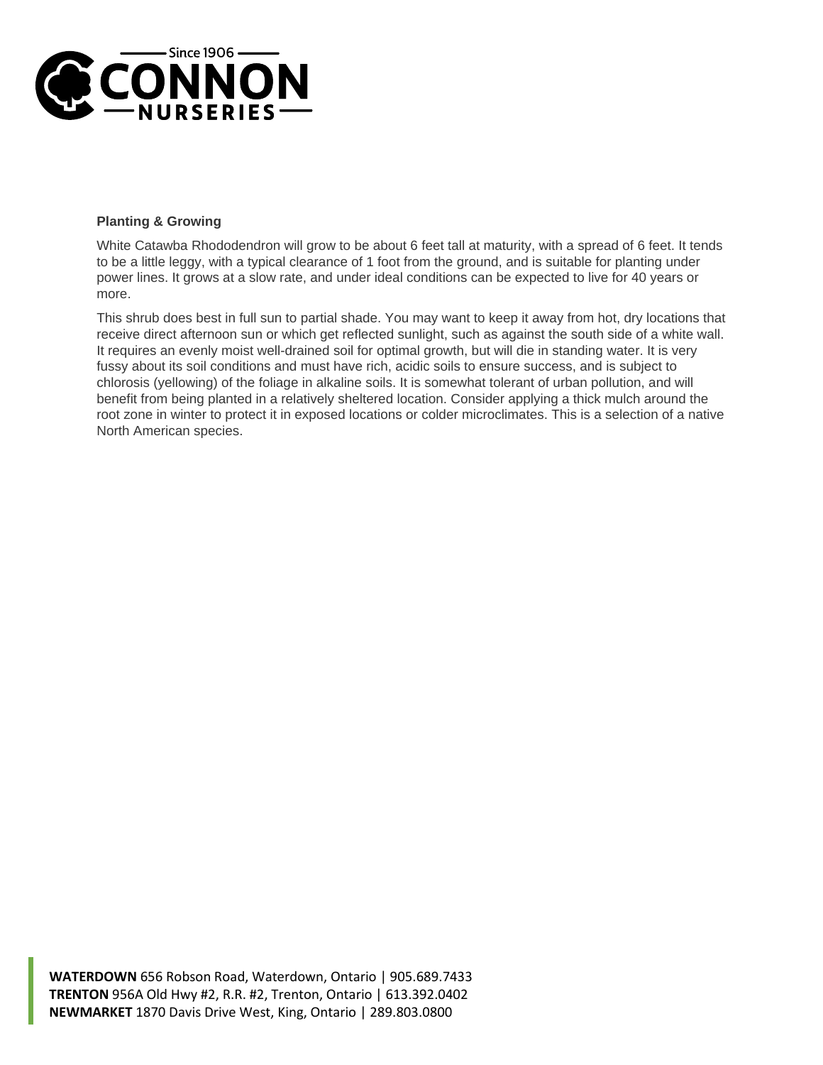### Planting & Growing

White Catawba Rhododendron will grow to be about 6 feet tall at maturity, with a spread of 6 feet. It tends to be a little leggy, with a typical clearance of 1 foot from the ground, and is suitable for planting under power lines. It grows at a slow rate, and under ideal conditions can be expected to live for 40 years or more.

This shrub does best in full sun to partial shade. You may want to keep it away from hot, dry locations that receive direct afternoon sun or which get reflected sunlight, such as against the south side of a white wall. It requires an evenly moist well-drained soil for optimal growth, but will die in standing water. It is very fussy about its soil conditions and must have rich, acidic soils to ensure success, and is subject to chlorosis (yellowing) of the foliage in alkaline soils. It is somewhat tolerant of urban pollution, and will benefit from being planted in a relatively sheltered location. Consider applying a thick mulch around the root zone in winter to protect it in exposed locations or colder microclimates. This is a selection of a native North American species.